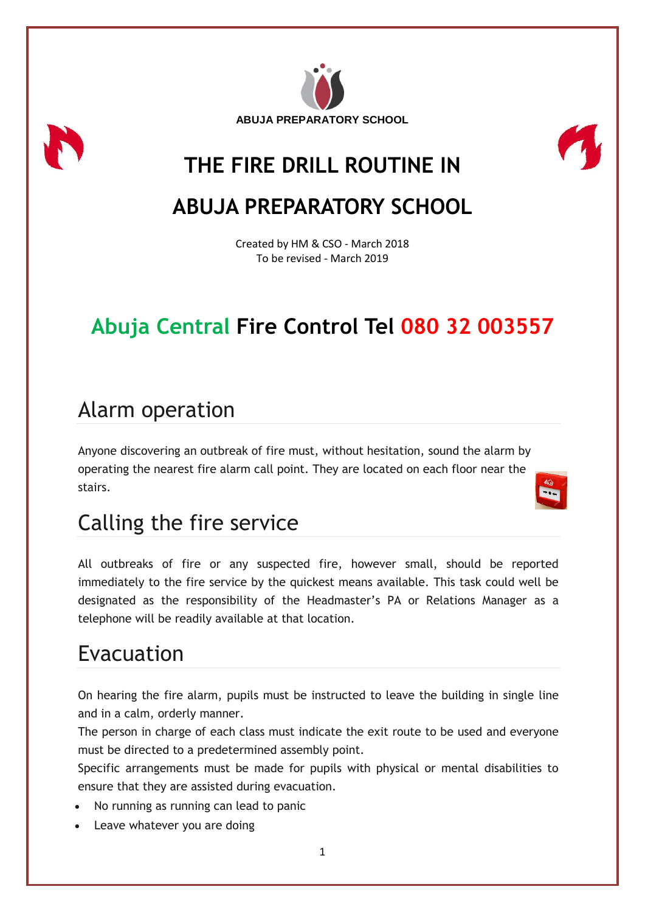ABUJA PREPARATORY SCHOOL

# THE FIRE DRILL ROUTINE IN ABUJA PREPARATORY SCHOOL

Created by HM & CSO - March 2018
To be revised - March 2019

## Abuja Central Fire Control Tel 080 32 003557

## Alarm operation

Anyone discovering an outbreak of fire must, without hesitation, sound the alarm by operating the nearest fire alarm call point. They are located on each floor near the stairs.

## Calling the fire service

All outbreaks of fire or any suspected fire, however small, should be reported immediately to the fire service by the quickest means available. This task could well be designated as the responsibility of the Headmaster's PA or Relations Manager as a telephone will be readily available at that location.

## Evacuation

On hearing the fire alarm, pupils must be instructed to leave the building in single line and in a calm, orderly manner.
The person in charge of each class must indicate the exit route to be used and everyone must be directed to a predetermined assembly point.
Specific arrangements must be made for pupils with physical or mental disabilities to ensure that they are assisted during evacuation.

- No running as running can lead to panic
- Leave whatever you are doing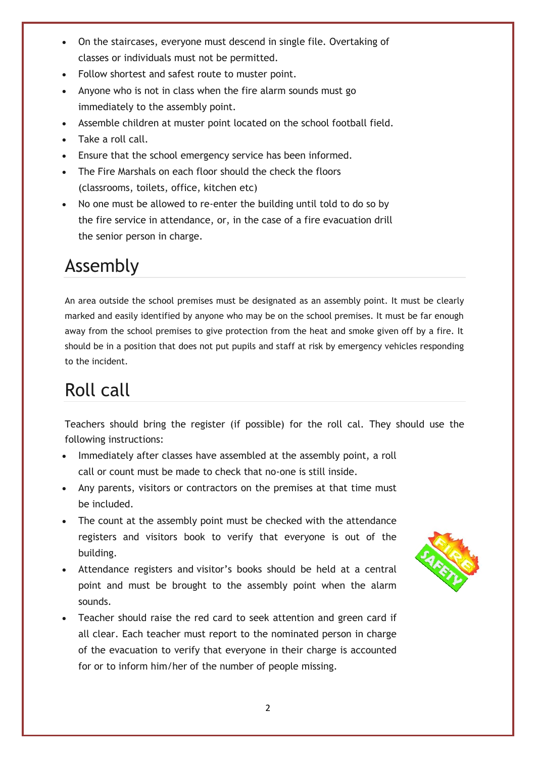- On the staircases, everyone must descend in single file. Overtaking of classes or individuals must not be permitted.
- Follow shortest and safest route to muster point.
- Anyone who is not in class when the fire alarm sounds must go immediately to the assembly point.
- Assemble children at muster point located on the school football field.
- Take a roll call.
- Ensure that the school emergency service has been informed.
- The Fire Marshals on each floor should the check the floors (classrooms, toilets, office, kitchen etc)
- No one must be allowed to re-enter the building until told to do so by the fire service in attendance, or, in the case of a fire evacuation drill the senior person in charge.

# Assembly

An area outside the school premises must be designated as an assembly point. It must be clearly marked and easily identified by anyone who may be on the school premises. It must be far enough away from the school premises to give protection from the heat and smoke given off by a fire. It should be in a position that does not put pupils and staff at risk by emergency vehicles responding to the incident.

# Roll call

Teachers should bring the register (if possible) for the roll cal. They should use the following instructions:

- Immediately after classes have assembled at the assembly point, a roll call or count must be made to check that no-one is still inside.
- Any parents, visitors or contractors on the premises at that time must be included.
- The count at the assembly point must be checked with the attendance registers and visitors book to verify that everyone is out of the building.
- Attendance registers and visitor's books should be held at a central point and must be brought to the assembly point when the alarm sounds.
- Teacher should raise the red card to seek attention and green card if all clear. Each teacher must report to the nominated person in charge of the evacuation to verify that everyone in their charge is accounted for or to inform him/her of the number of people missing.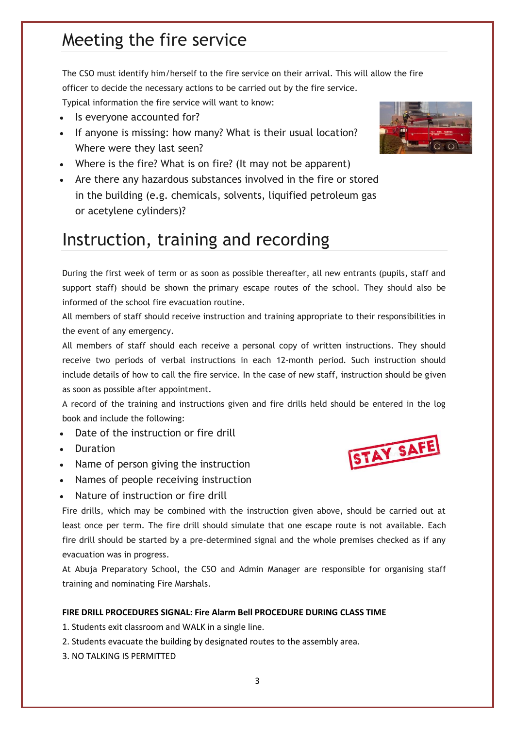## Meeting the fire service

The CSO must identify him/herself to the fire service on their arrival. This will allow the fire officer to decide the necessary actions to be carried out by the fire service.

Typical information the fire service will want to know:

- Is everyone accounted for?
- If anyone is missing: how many? What is their usual location? Where were they last seen?
- Where is the fire? What is on fire? (It may not be apparent)
- Are there any hazardous substances involved in the fire or stored in the building (e.g. chemicals, solvents, liquified petroleum gas or acetylene cylinders)?

## Instruction, training and recording

During the first week of term or as soon as possible thereafter, all new entrants (pupils, staff and support staff) should be shown the primary escape routes of the school. They should also be informed of the school fire evacuation routine.

All members of staff should receive instruction and training appropriate to their responsibilities in the event of any emergency.

All members of staff should each receive a personal copy of written instructions. They should receive two periods of verbal instructions in each 12-month period. Such instruction should include details of how to call the fire service. In the case of new staff, instruction should be given as soon as possible after appointment.

A record of the training and instructions given and fire drills held should be entered in the log book and include the following:

- Date of the instruction or fire drill
- Duration
- Name of person giving the instruction
- Names of people receiving instruction
- Nature of instruction or fire drill

Fire drills, which may be combined with the instruction given above, should be carried out at least once per term. The fire drill should simulate that one escape route is not available. Each fire drill should be started by a pre-determined signal and the whole premises checked as if any evacuation was in progress.

At Abuja Preparatory School, the CSO and Admin Manager are responsible for organising staff training and nominating Fire Marshals.

**FIRE DRILL PROCEDURES SIGNAL: Fire Alarm Bell PROCEDURE DURING CLASS TIME**

1. Students exit classroom and WALK in a single line.
2. Students evacuate the building by designated routes to the assembly area.
3. NO TALKING IS PERMITTED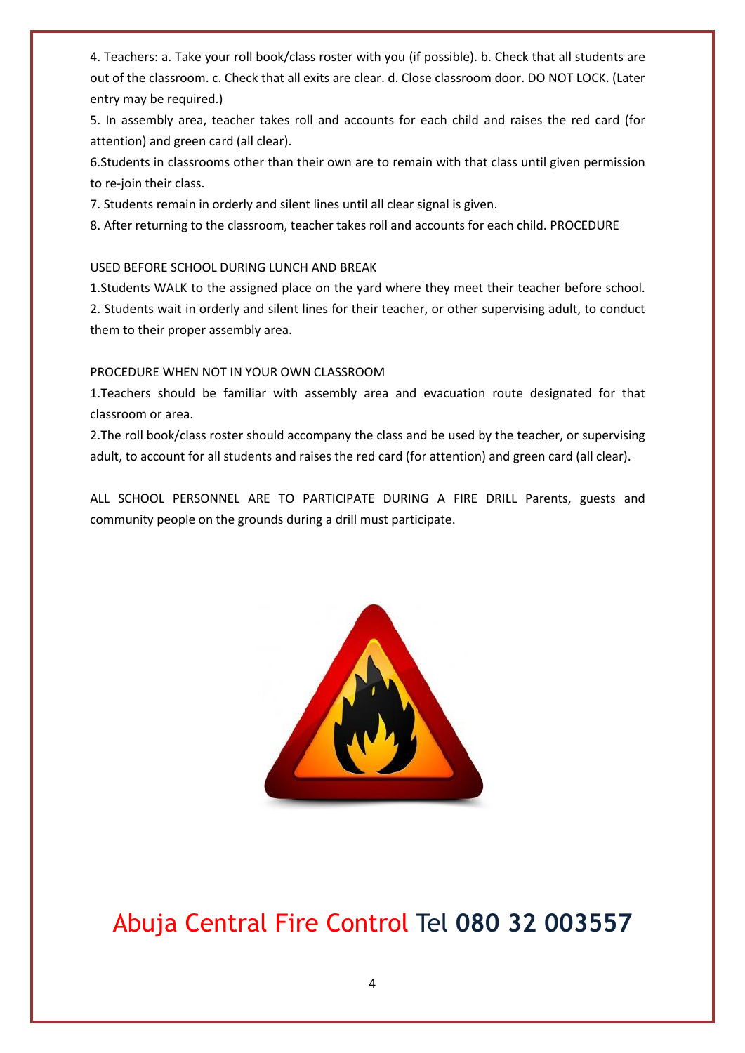4. Teachers: a. Take your roll book/class roster with you (if possible). b. Check that all students are out of the classroom. c. Check that all exits are clear. d. Close classroom door. DO NOT LOCK. (Later entry may be required.)

5. In assembly area, teacher takes roll and accounts for each child and raises the red card (for attention) and green card (all clear).

6.Students in classrooms other than their own are to remain with that class until given permission to re-join their class.

7. Students remain in orderly and silent lines until all clear signal is given.

8. After returning to the classroom, teacher takes roll and accounts for each child. PROCEDURE

USED BEFORE SCHOOL DURING LUNCH AND BREAK

1.Students WALK to the assigned place on the yard where they meet their teacher before school.

2. Students wait in orderly and silent lines for their teacher, or other supervising adult, to conduct them to their proper assembly area.

PROCEDURE WHEN NOT IN YOUR OWN CLASSROOM

1.Teachers should be familiar with assembly area and evacuation route designated for that classroom or area.

2.The roll book/class roster should accompany the class and be used by the teacher, or supervising adult, to account for all students and raises the red card (for attention) and green card (all clear).

ALL SCHOOL PERSONNEL ARE TO PARTICIPATE DURING A FIRE DRILL Parents, guests and community people on the grounds during a drill must participate.

## Abuja Central Fire Control Tel **080 32 003557**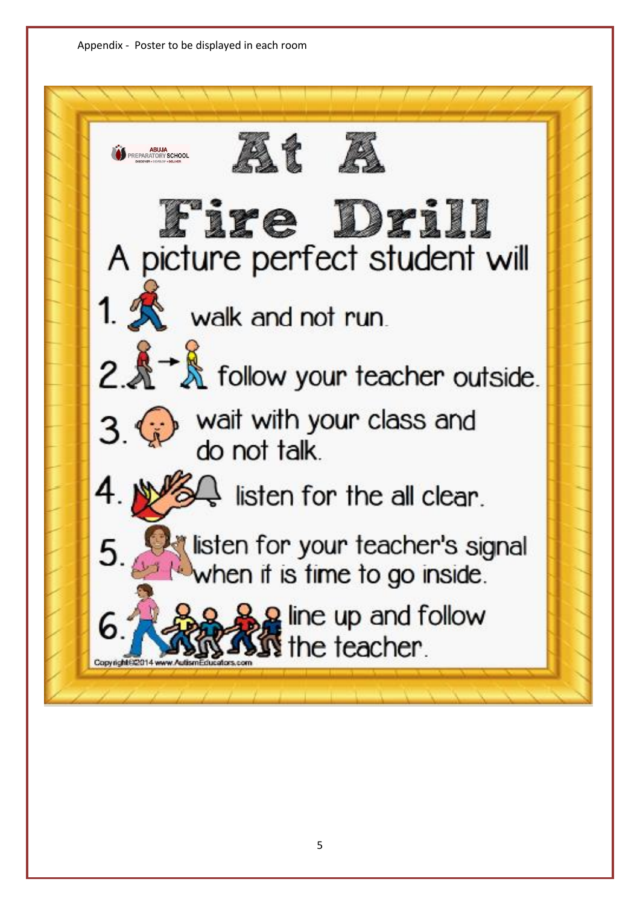Appendix - Poster to be displayed in each room

ABUJA PREPARATORY SCHOOL

# At A Fire Drill

A picture perfect student will

1. walk and not run.
2. follow your teacher outside.
3. wait with your class and do not talk.
4. listen for the all clear.
5. listen for your teacher's signal when it is time to go inside.
6. line up and follow the teacher.

Copyright©2014 www.AutismEducators.com